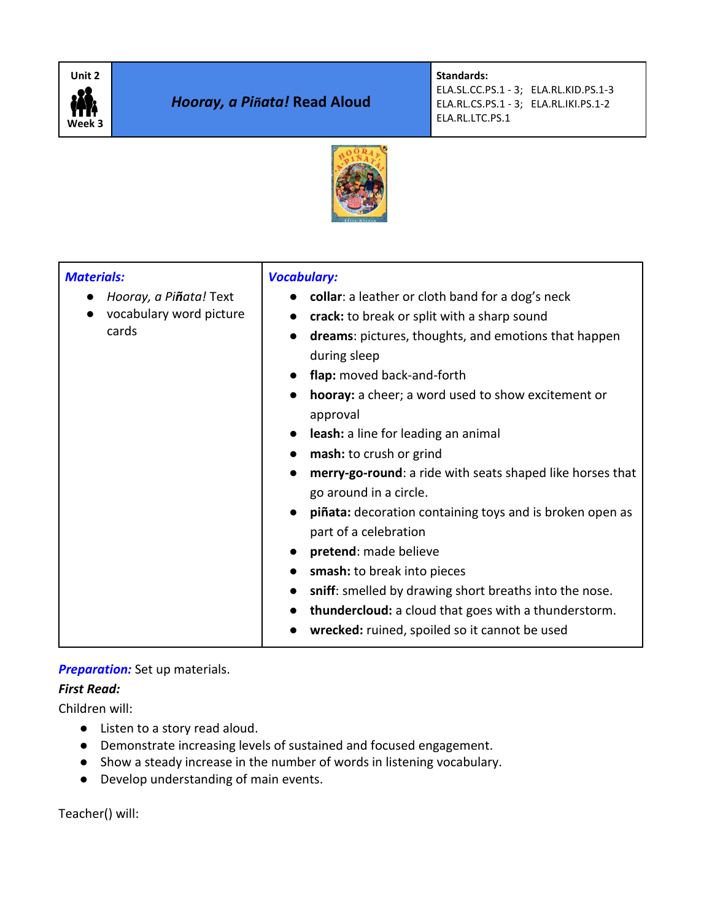| Unit 2<br>Week 3 | ***Hooray, a Piñata!* Read Aloud** | **Standards:**<br>ELA.SL.CC.PS.1 - 3; ELA.RL.KID.PS.1-3<br>ELA.RL.CS.PS.1 - 3; ELA.RL.IKI.PS.1-2<br>ELA.RL.LTC.PS.1 |
|---|---|---|

| ***Materials:*** | ***Vocabulary:*** |
|---|---|
| • *Hooray, a Piñata!* Text<br>• vocabulary word picture cards | • **collar**: a leather or cloth band for a dog's neck<br>• **crack:** to break or split with a sharp sound<br>• **dreams**: pictures, thoughts, and emotions that happen during sleep<br>• **flap:** moved back-and-forth<br>• **hooray:** a cheer; a word used to show excitement or approval<br>• **leash:** a line for leading an animal<br>• **mash:** to crush or grind<br>• **merry-go-round**: a ride with seats shaped like horses that go around in a circle.<br>• **piñata:** decoration containing toys and is broken open as part of a celebration<br>• **pretend**: made believe<br>• **smash:** to break into pieces<br>• **sniff**: smelled by drawing short breaths into the nose.<br>• **thundercloud:** a cloud that goes with a thunderstorm.<br>• **wrecked:** ruined, spoiled so it cannot be used |

***Preparation:*** Set up materials.

***First Read:***

Children will:

- Listen to a story read aloud.
- Demonstrate increasing levels of sustained and focused engagement.
- Show a steady increase in the number of words in listening vocabulary.
- Develop understanding of main events.

Teacher() will: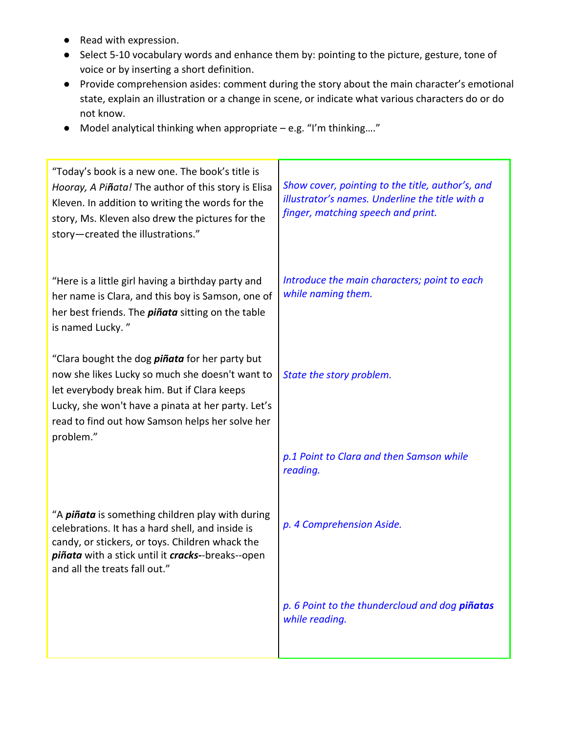- Read with expression.
- Select 5-10 vocabulary words and enhance them by: pointing to the picture, gesture, tone of voice or by inserting a short definition.
- Provide comprehension asides: comment during the story about the main character's emotional state, explain an illustration or a change in scene, or indicate what various characters do or do not know.
- Model analytical thinking when appropriate – e.g. "I'm thinking…."

| | |
|---|---|
| "Today's book is a new one. The book's title is *Hooray, A Piñata!* The author of this story is Elisa Kleven. In addition to writing the words for the story, Ms. Kleven also drew the pictures for the story—created the illustrations." | *Show cover, pointing to the title, author's, and illustrator's names. Underline the title with a finger, matching speech and print.* |
| "Here is a little girl having a birthday party and her name is Clara, and this boy is Samson, one of her best friends. The ***piñata*** sitting on the table is named Lucky. " | *Introduce the main characters; point to each while naming them.* |
| "Clara bought the dog ***piñata*** for her party but now she likes Lucky so much she doesn't want to let everybody break him. But if Clara keeps Lucky, she won't have a pinata at her party. Let's read to find out how Samson helps her solve her problem." | *State the story problem.* |
| | *p.1 Point to Clara and then Samson while reading.* |
| "A ***piñata*** is something children play with during celebrations. It has a hard shell, and inside is candy, or stickers, or toys. Children whack the ***piñata*** with a stick until it ***cracks-***-breaks--open and all the treats fall out." | *p. 4 Comprehension Aside.* |
| | *p. 6 Point to the thundercloud and dog **piñatas** while reading.* |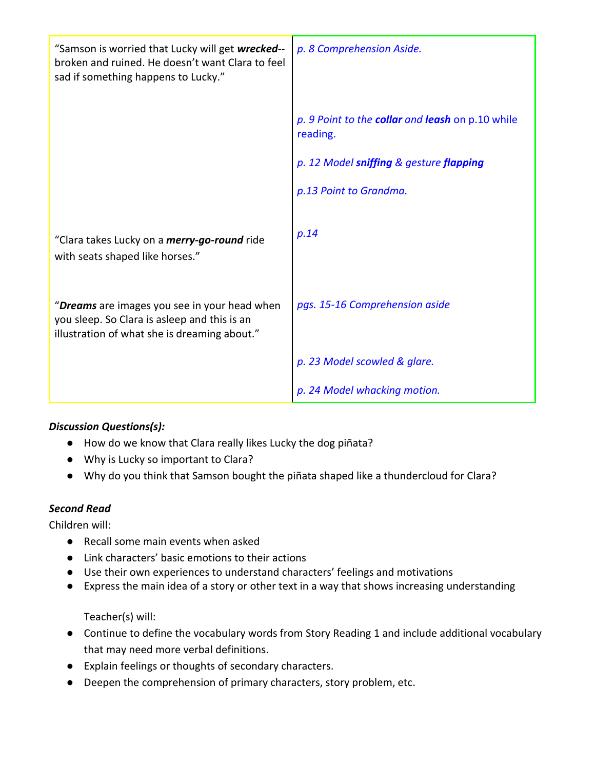| | |
|---|---|
| "Samson is worried that Lucky will get ***wrecked***--broken and ruined. He doesn't want Clara to feel sad if something happens to Lucky." | *p. 8 Comprehension Aside.* |
| | *p. 9 Point to the **collar** and **leash*** on p.10 while reading. |
| | *p. 12 Model **sniffing** & gesture **flapping*** |
| | *p.13 Point to Grandma.* |
| "Clara takes Lucky on a ***merry-go-round*** ride with seats shaped like horses." | *p.14* |
| "***Dreams*** are images you see in your head when you sleep. So Clara is asleep and this is an illustration of what she is dreaming about." | *pgs. 15-16 Comprehension aside* |
| | *p. 23 Model scowled & glare.* |
| | *p. 24 Model whacking motion.* |

***Discussion Questions(s):***

- How do we know that Clara really likes Lucky the dog piñata?
- Why is Lucky so important to Clara?
- Why do you think that Samson bought the piñata shaped like a thundercloud for Clara?

***Second Read***

Children will:

- Recall some main events when asked
- Link characters' basic emotions to their actions
- Use their own experiences to understand characters' feelings and motivations
- Express the main idea of a story or other text in a way that shows increasing understanding

Teacher(s) will:

- Continue to define the vocabulary words from Story Reading 1 and include additional vocabulary that may need more verbal definitions.
- Explain feelings or thoughts of secondary characters.
- Deepen the comprehension of primary characters, story problem, etc.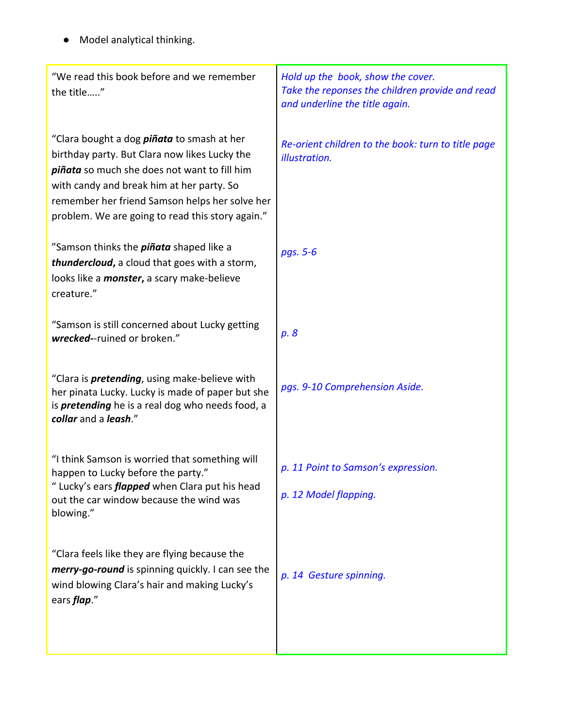- Model analytical thinking.

| | |
|---|---|
| "We read this book before and we remember the title….." | *Hold up the book, show the cover. Take the reponses the children provide and read and underline the title again.* |
| "Clara bought a dog ***piñata*** to smash at her birthday party. But Clara now likes Lucky the ***piñata*** so much she does not want to fill him with candy and break him at her party. So remember her friend Samson helps her solve her problem. We are going to read this story again." | *Re-orient children to the book: turn to title page illustration.* |
| "Samson thinks the ***piñata*** shaped like a ***thundercloud*****,** a cloud that goes with a storm, looks like a ***monster*****,** a scary make-believe creature." | *pgs. 5-6* |
| "Samson is still concerned about Lucky getting ***wrecked***--ruined or broken." | *p. 8* |
| "Clara is ***pretending***, using make-believe with her pinata Lucky. Lucky is made of paper but she is ***pretending*** he is a real dog who needs food, a ***collar*** and a ***leash***." | *pgs. 9-10 Comprehension Aside.* |
| "I think Samson is worried that something will happen to Lucky before the party." " Lucky's ears ***flapped*** when Clara put his head out the car window because the wind was blowing." | *p. 11 Point to Samson's expression.* *p. 12 Model flapping.* |
| "Clara feels like they are flying because the ***merry-go-round*** is spinning quickly. I can see the wind blowing Clara's hair and making Lucky's ears ***flap***." | *p. 14 Gesture spinning.* |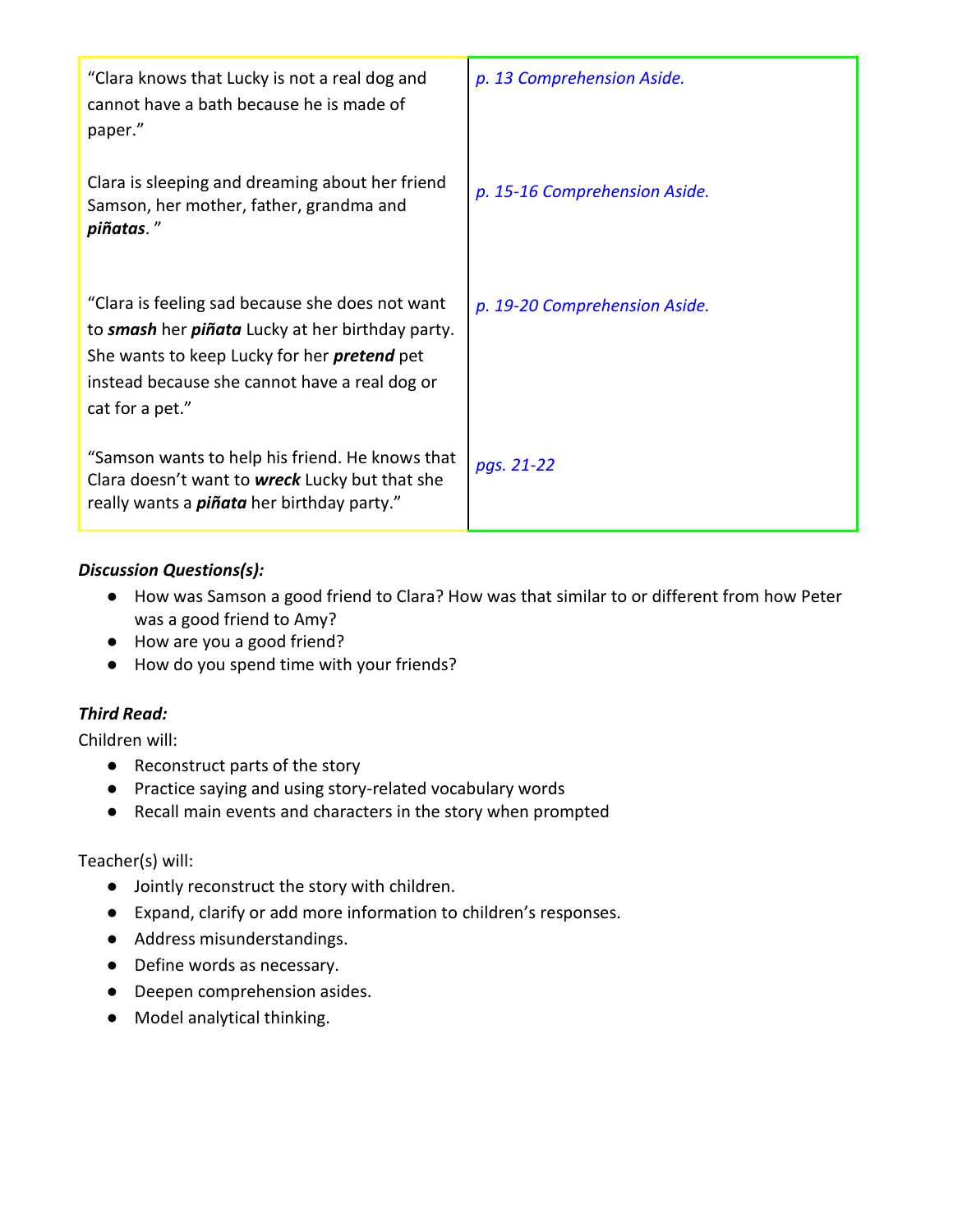| | |
|---|---|
| "Clara knows that Lucky is not a real dog and cannot have a bath because he is made of paper." | *p. 13 Comprehension Aside.* |
| Clara is sleeping and dreaming about her friend Samson, her mother, father, grandma and ***piñatas***. " | *p. 15-16 Comprehension Aside.* |
| "Clara is feeling sad because she does not want to ***smash*** her ***piñata*** Lucky at her birthday party. She wants to keep Lucky for her ***pretend*** pet instead because she cannot have a real dog or cat for a pet." | *p. 19-20 Comprehension Aside.* |
| "Samson wants to help his friend. He knows that Clara doesn't want to ***wreck*** Lucky but that she really wants a ***piñata*** her birthday party." | *pgs. 21-22* |

***Discussion Questions(s):***

- How was Samson a good friend to Clara? How was that similar to or different from how Peter was a good friend to Amy?
- How are you a good friend?
- How do you spend time with your friends?

***Third Read:***

Children will:

- Reconstruct parts of the story
- Practice saying and using story-related vocabulary words
- Recall main events and characters in the story when prompted

Teacher(s) will:

- Jointly reconstruct the story with children.
- Expand, clarify or add more information to children's responses.
- Address misunderstandings.
- Define words as necessary.
- Deepen comprehension asides.
- Model analytical thinking.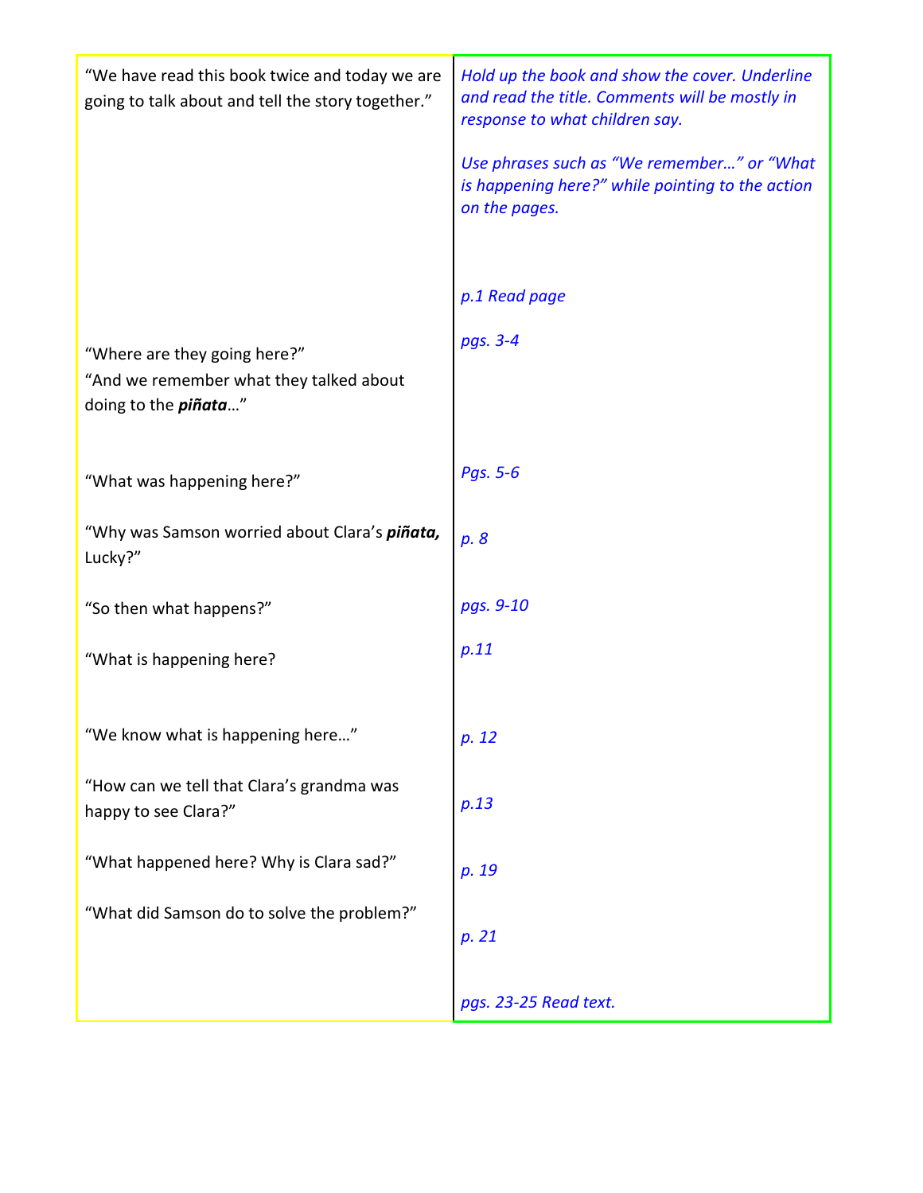| | |
|---|---|
| "We have read this book twice and today we are going to talk about and tell the story together." | *Hold up the book and show the cover. Underline and read the title. Comments will be mostly in response to what children say.*<br><br>*Use phrases such as "We remember…" or "What is happening here?" while pointing to the action on the pages.* |
| | *p.1 Read page* |
| "Where are they going here?"<br>"And we remember what they talked about doing to the ***piñata***…" | *pgs. 3-4* |
| "What was happening here?" | *Pgs. 5-6* |
| "Why was Samson worried about Clara's ***piñata,*** Lucky?" | *p. 8* |
| "So then what happens?" | *pgs. 9-10* |
| "What is happening here? | *p.11* |
| "We know what is happening here…" | *p. 12* |
| "How can we tell that Clara's grandma was happy to see Clara?" | *p.13* |
| "What happened here? Why is Clara sad?" | *p. 19* |
| "What did Samson do to solve the problem?" | *p. 21* |
| | *pgs. 23-25 Read text.* |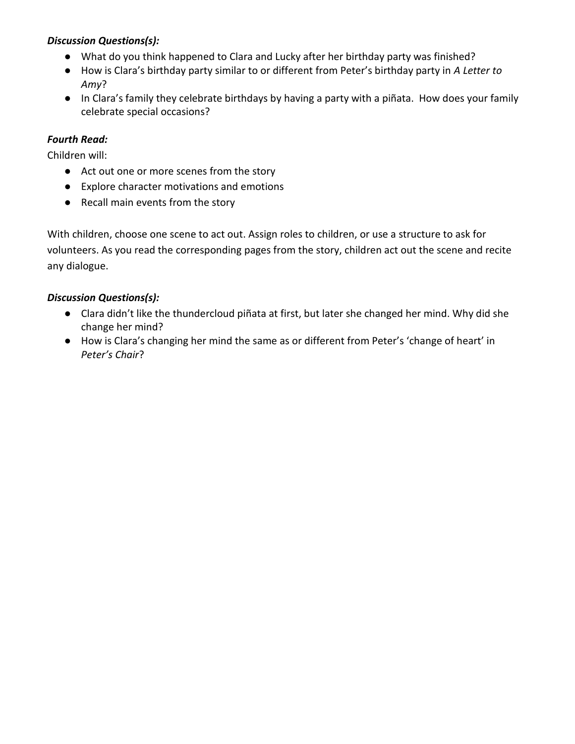***Discussion Questions(s):***

- What do you think happened to Clara and Lucky after her birthday party was finished?
- How is Clara's birthday party similar to or different from Peter's birthday party in *A Letter to Amy*?
- In Clara's family they celebrate birthdays by having a party with a piñata. How does your family celebrate special occasions?

***Fourth Read:***

Children will:

- Act out one or more scenes from the story
- Explore character motivations and emotions
- Recall main events from the story

With children, choose one scene to act out. Assign roles to children, or use a structure to ask for volunteers. As you read the corresponding pages from the story, children act out the scene and recite any dialogue.

***Discussion Questions(s):***

- Clara didn't like the thundercloud piñata at first, but later she changed her mind. Why did she change her mind?
- How is Clara's changing her mind the same as or different from Peter's 'change of heart' in *Peter's Chair*?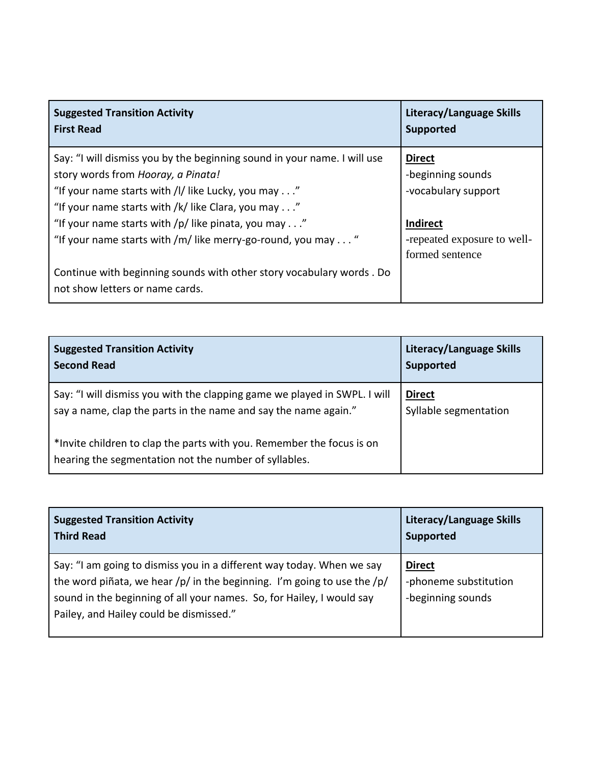| Suggested Transition Activity<br>First Read | Literacy/Language Skills Supported |
|---|---|
| Say: "I will dismiss you by the beginning sound in your name. I will use story words from *Hooray, a Pinata!*<br>"If your name starts with /l/ like Lucky, you may . . ."<br>"If your name starts with /k/ like Clara, you may . . ."<br>"If your name starts with /p/ like pinata, you may . . ."<br>"If your name starts with /m/ like merry-go-round, you may . . . "<br><br>Continue with beginning sounds with other story vocabulary words . Do not show letters or name cards. | **Direct**<br>-beginning sounds<br>-vocabulary support<br><br>**Indirect**<br>-repeated exposure to well-formed sentence |

| Suggested Transition Activity<br>Second Read | Literacy/Language Skills Supported |
|---|---|
| Say: "I will dismiss you with the clapping game we played in SWPL. I will say a name, clap the parts in the name and say the name again."<br><br>*Invite children to clap the parts with you. Remember the focus is on hearing the segmentation not the number of syllables. | **Direct**<br>Syllable segmentation |

| Suggested Transition Activity<br>Third Read | Literacy/Language Skills Supported |
|---|---|
| Say: "I am going to dismiss you in a different way today. When we say the word piñata, we hear /p/ in the beginning. I'm going to use the /p/ sound in the beginning of all your names. So, for Hailey, I would say Pailey, and Hailey could be dismissed." | **Direct**<br>-phoneme substitution<br>-beginning sounds |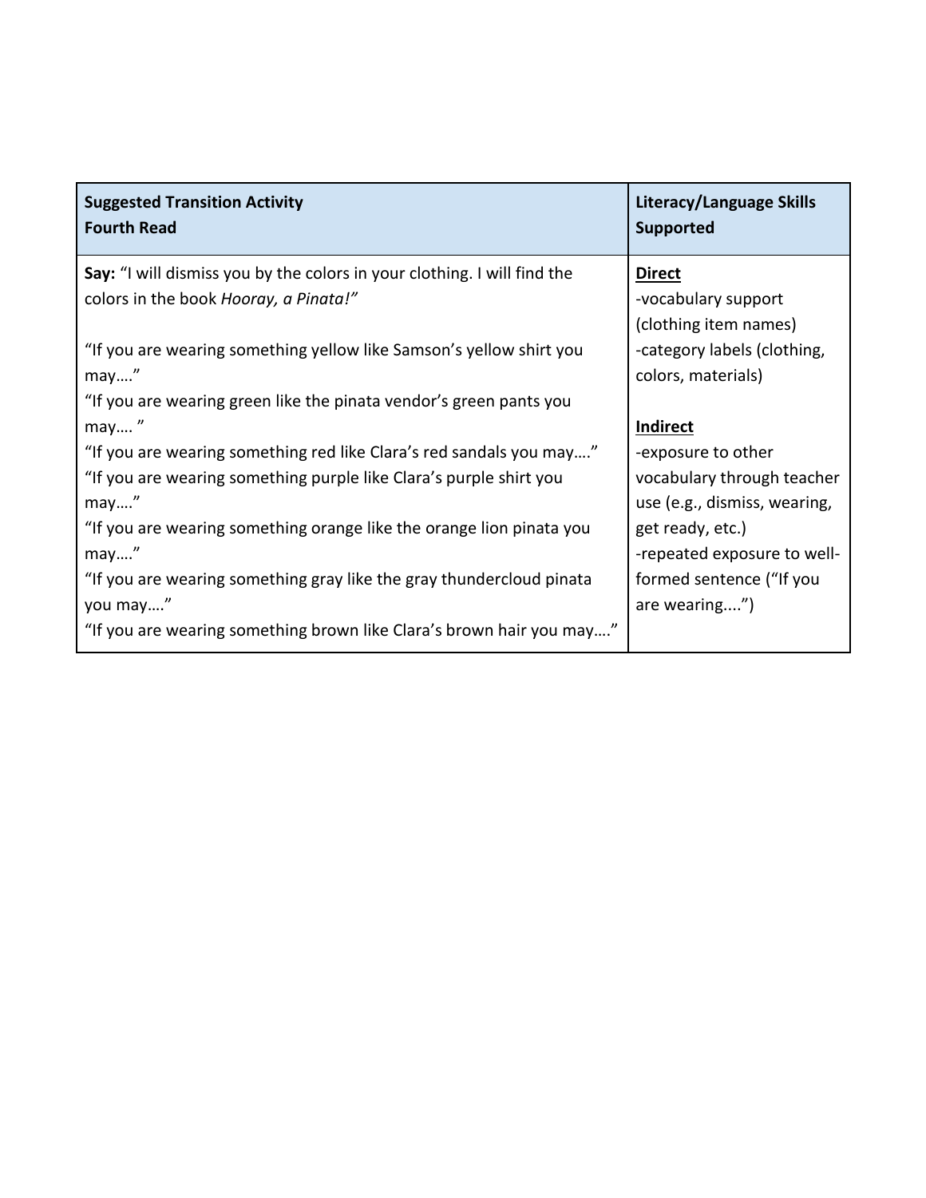| **Suggested Transition Activity**<br>**Fourth Read** | **Literacy/Language Skills Supported** |
|---|---|
| **Say:** "I will dismiss you by the colors in your clothing. I will find the colors in the book *Hooray, a Pinata!"*<br><br>"If you are wearing something yellow like Samson's yellow shirt you may…."<br>"If you are wearing green like the pinata vendor's green pants you may…. "<br>"If you are wearing something red like Clara's red sandals you may…."<br>"If you are wearing something purple like Clara's purple shirt you may…."<br>"If you are wearing something orange like the orange lion pinata you may…."<br>"If you are wearing something gray like the gray thundercloud pinata you may…."<br>"If you are wearing something brown like Clara's brown hair you may…." | **<u>Direct</u>**<br>-vocabulary support (clothing item names)<br>-category labels (clothing, colors, materials)<br><br>**<u>Indirect</u>**<br>-exposure to other vocabulary through teacher use (e.g., dismiss, wearing, get ready, etc.)<br>-repeated exposure to well-formed sentence ("If you are wearing....") |